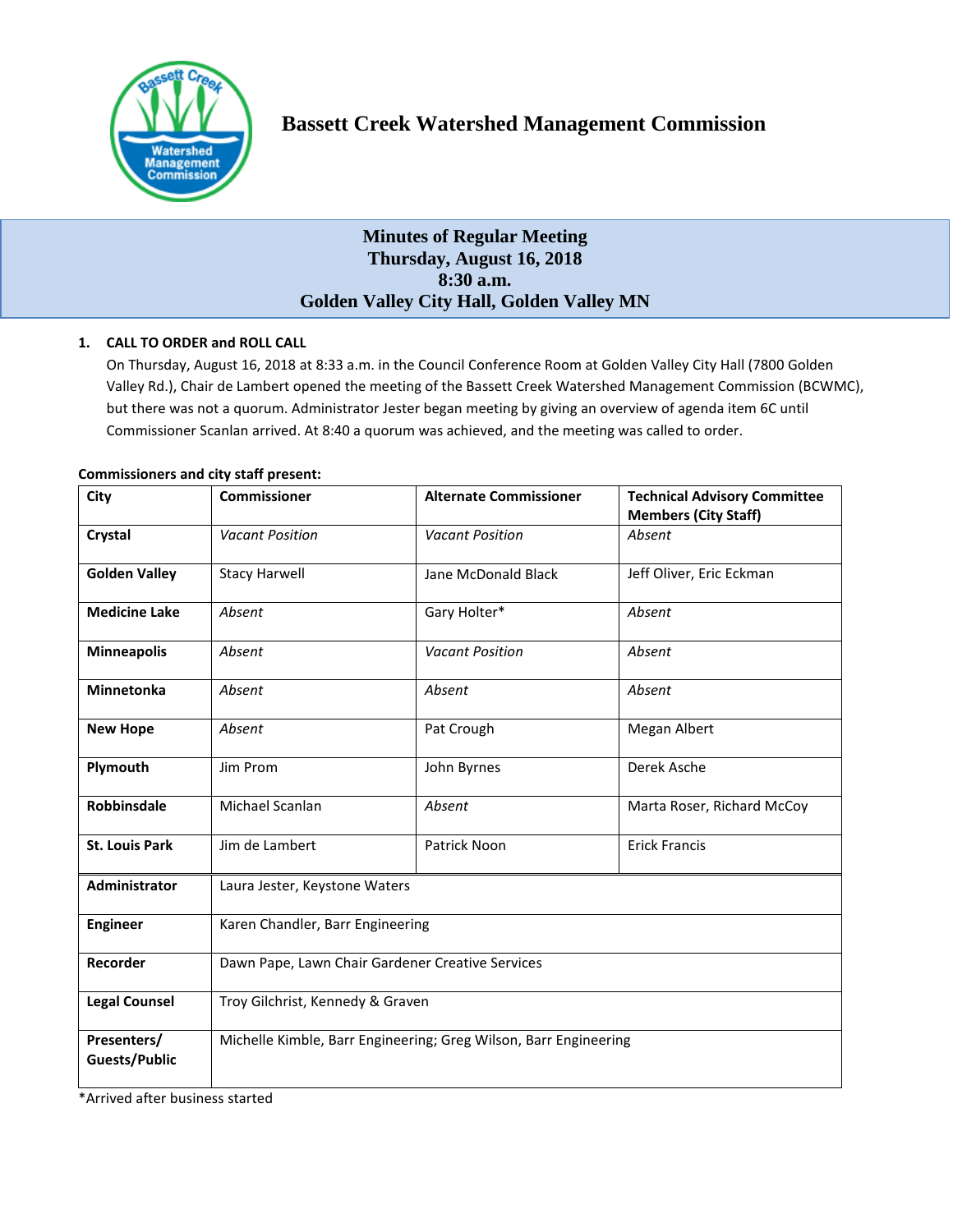# Bassett Creek Watershed Management Commission

## Minutes of Regular Meeting
## Thursday, August 16, 2018
## 8:30 a.m.
## Golden Valley City Hall, Golden Valley MN

**1. CALL TO ORDER and ROLL CALL**

On Thursday, August 16, 2018 at 8:33 a.m. in the Council Conference Room at Golden Valley City Hall (7800 Golden Valley Rd.), Chair de Lambert opened the meeting of the Bassett Creek Watershed Management Commission (BCWMC), but there was not a quorum. Administrator Jester began meeting by giving an overview of agenda item 6C until Commissioner Scanlan arrived. At 8:40 a quorum was achieved, and the meeting was called to order.

**Commissioners and city staff present:**

| City | Commissioner | Alternate Commissioner | Technical Advisory Committee Members (City Staff) |
|---|---|---|---|
| **Crystal** | *Vacant Position* | *Vacant Position* | *Absent* |
| **Golden Valley** | Stacy Harwell | Jane McDonald Black | Jeff Oliver, Eric Eckman |
| **Medicine Lake** | *Absent* | Gary Holter* | *Absent* |
| **Minneapolis** | *Absent* | *Vacant Position* | *Absent* |
| **Minnetonka** | *Absent* | *Absent* | *Absent* |
| **New Hope** | *Absent* | Pat Crough | Megan Albert |
| **Plymouth** | Jim Prom | John Byrnes | Derek Asche |
| **Robbinsdale** | Michael Scanlan | *Absent* | Marta Roser, Richard McCoy |
| **St. Louis Park** | Jim de Lambert | Patrick Noon | Erick Francis |
| **Administrator** | Laura Jester, Keystone Waters | | |
| **Engineer** | Karen Chandler, Barr Engineering | | |
| **Recorder** | Dawn Pape, Lawn Chair Gardener Creative Services | | |
| **Legal Counsel** | Troy Gilchrist, Kennedy & Graven | | |
| **Presenters/ Guests/Public** | Michelle Kimble, Barr Engineering; Greg Wilson, Barr Engineering | | |

*Arrived after business started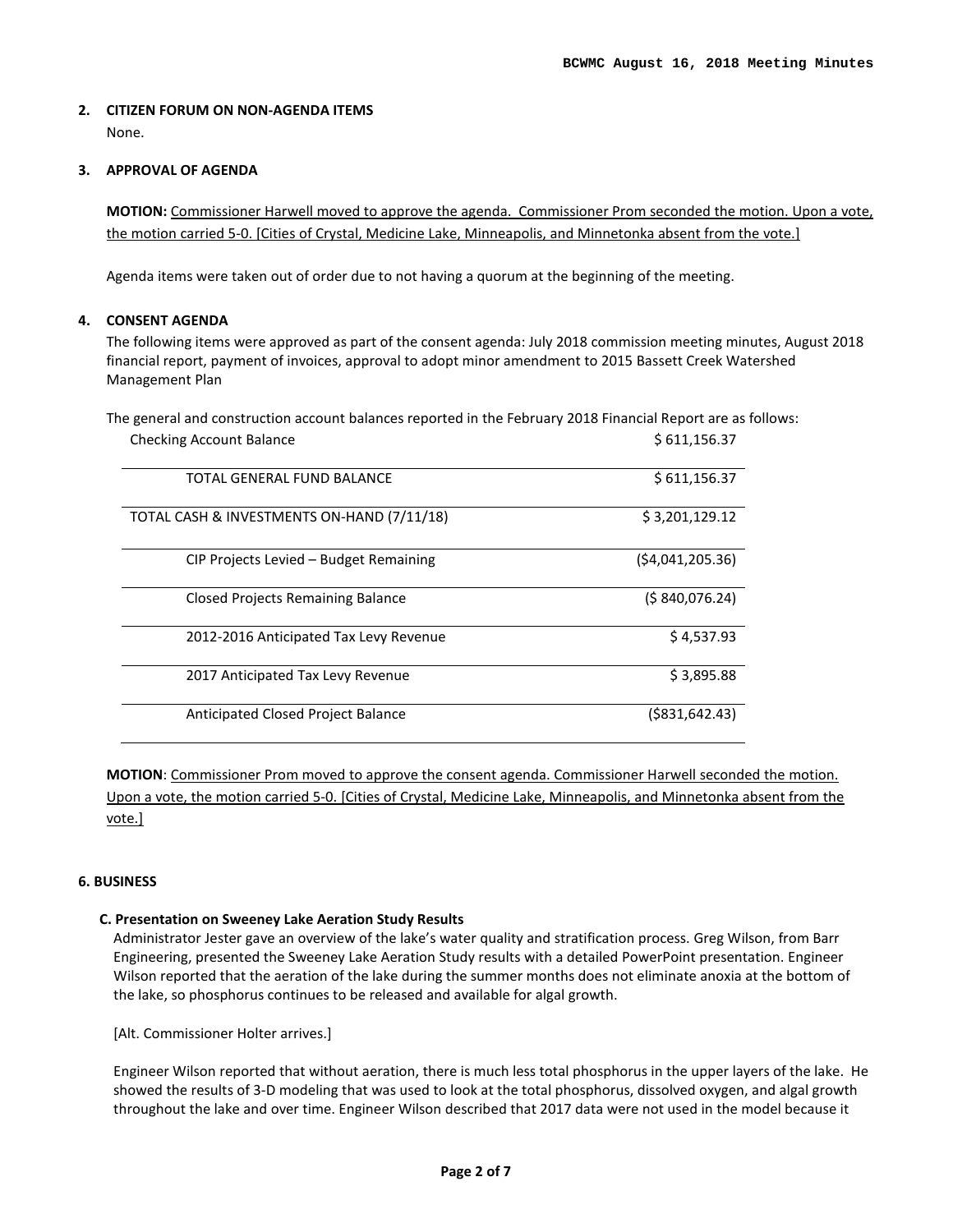## 2. CITIZEN FORUM ON NON-AGENDA ITEMS

None.

## 3. APPROVAL OF AGENDA

**MOTION:** Commissioner Harwell moved to approve the agenda. Commissioner Prom seconded the motion. Upon a vote, the motion carried 5-0. [Cities of Crystal, Medicine Lake, Minneapolis, and Minnetonka absent from the vote.]

Agenda items were taken out of order due to not having a quorum at the beginning of the meeting.

## 4. CONSENT AGENDA

The following items were approved as part of the consent agenda: July 2018 commission meeting minutes, August 2018 financial report, payment of invoices, approval to adopt minor amendment to 2015 Bassett Creek Watershed Management Plan

The general and construction account balances reported in the February 2018 Financial Report are as follows:

| | |
|---|---|
| Checking Account Balance | $ 611,156.37 |
| TOTAL GENERAL FUND BALANCE | $ 611,156.37 |
| TOTAL CASH & INVESTMENTS ON-HAND (7/11/18) | $ 3,201,129.12 |
| CIP Projects Levied – Budget Remaining | ($4,041,205.36) |
| Closed Projects Remaining Balance | ($ 840,076.24) |
| 2012-2016 Anticipated Tax Levy Revenue | $ 4,537.93 |
| 2017 Anticipated Tax Levy Revenue | $ 3,895.88 |
| Anticipated Closed Project Balance | ($831,642.43) |

**MOTION**: Commissioner Prom moved to approve the consent agenda. Commissioner Harwell seconded the motion. Upon a vote, the motion carried 5-0. [Cities of Crystal, Medicine Lake, Minneapolis, and Minnetonka absent from the vote.]

## 6. BUSINESS

### C. Presentation on Sweeney Lake Aeration Study Results

Administrator Jester gave an overview of the lake's water quality and stratification process. Greg Wilson, from Barr Engineering, presented the Sweeney Lake Aeration Study results with a detailed PowerPoint presentation. Engineer Wilson reported that the aeration of the lake during the summer months does not eliminate anoxia at the bottom of the lake, so phosphorus continues to be released and available for algal growth.

[Alt. Commissioner Holter arrives.]

Engineer Wilson reported that without aeration, there is much less total phosphorus in the upper layers of the lake. He showed the results of 3-D modeling that was used to look at the total phosphorus, dissolved oxygen, and algal growth throughout the lake and over time. Engineer Wilson described that 2017 data were not used in the model because it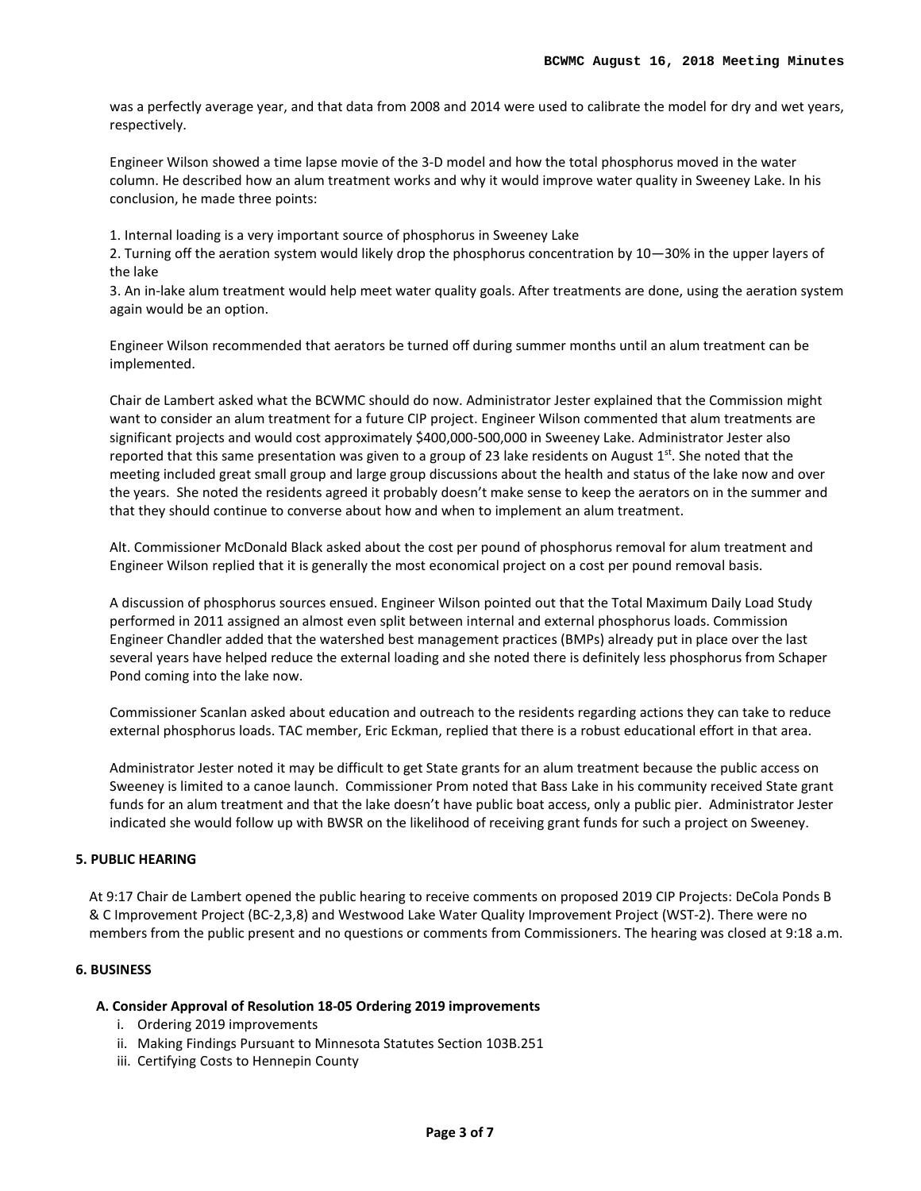was a perfectly average year, and that data from 2008 and 2014 were used to calibrate the model for dry and wet years, respectively.

Engineer Wilson showed a time lapse movie of the 3-D model and how the total phosphorus moved in the water column. He described how an alum treatment works and why it would improve water quality in Sweeney Lake. In his conclusion, he made three points:

1. Internal loading is a very important source of phosphorus in Sweeney Lake
2. Turning off the aeration system would likely drop the phosphorus concentration by 10—30% in the upper layers of the lake
3. An in-lake alum treatment would help meet water quality goals. After treatments are done, using the aeration system again would be an option.

Engineer Wilson recommended that aerators be turned off during summer months until an alum treatment can be implemented.

Chair de Lambert asked what the BCWMC should do now. Administrator Jester explained that the Commission might want to consider an alum treatment for a future CIP project. Engineer Wilson commented that alum treatments are significant projects and would cost approximately $400,000-500,000 in Sweeney Lake. Administrator Jester also reported that this same presentation was given to a group of 23 lake residents on August 1st. She noted that the meeting included great small group and large group discussions about the health and status of the lake now and over the years. She noted the residents agreed it probably doesn't make sense to keep the aerators on in the summer and that they should continue to converse about how and when to implement an alum treatment.

Alt. Commissioner McDonald Black asked about the cost per pound of phosphorus removal for alum treatment and Engineer Wilson replied that it is generally the most economical project on a cost per pound removal basis.

A discussion of phosphorus sources ensued. Engineer Wilson pointed out that the Total Maximum Daily Load Study performed in 2011 assigned an almost even split between internal and external phosphorus loads. Commission Engineer Chandler added that the watershed best management practices (BMPs) already put in place over the last several years have helped reduce the external loading and she noted there is definitely less phosphorus from Schaper Pond coming into the lake now.

Commissioner Scanlan asked about education and outreach to the residents regarding actions they can take to reduce external phosphorus loads. TAC member, Eric Eckman, replied that there is a robust educational effort in that area.

Administrator Jester noted it may be difficult to get State grants for an alum treatment because the public access on Sweeney is limited to a canoe launch. Commissioner Prom noted that Bass Lake in his community received State grant funds for an alum treatment and that the lake doesn't have public boat access, only a public pier. Administrator Jester indicated she would follow up with BWSR on the likelihood of receiving grant funds for such a project on Sweeney.

## 5. PUBLIC HEARING

At 9:17 Chair de Lambert opened the public hearing to receive comments on proposed 2019 CIP Projects: DeCola Ponds B & C Improvement Project (BC-2,3,8) and Westwood Lake Water Quality Improvement Project (WST-2). There were no members from the public present and no questions or comments from Commissioners. The hearing was closed at 9:18 a.m.

## 6. BUSINESS

### A. Consider Approval of Resolution 18-05 Ordering 2019 improvements

i. Ordering 2019 improvements
ii. Making Findings Pursuant to Minnesota Statutes Section 103B.251
iii. Certifying Costs to Hennepin County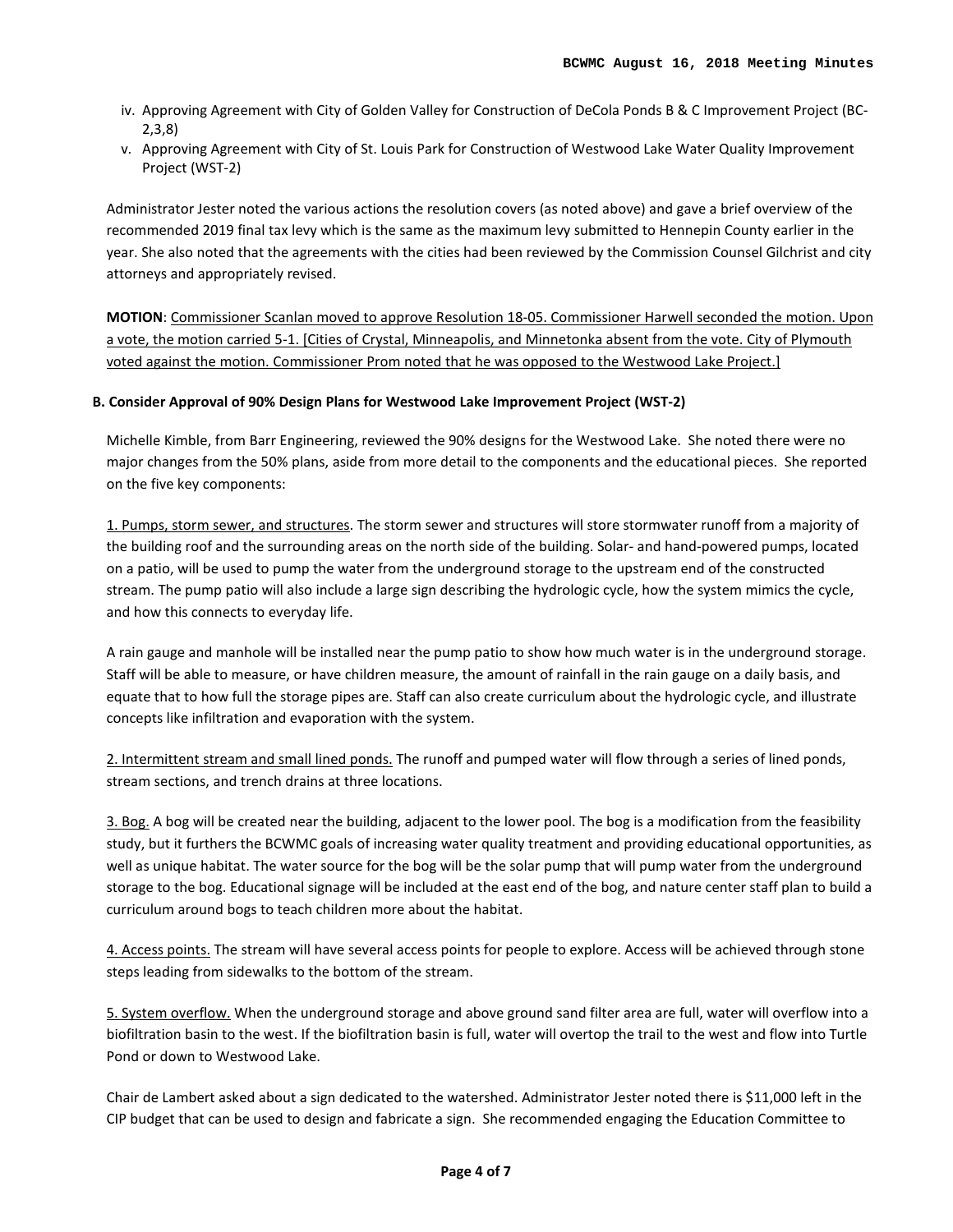iv. Approving Agreement with City of Golden Valley for Construction of DeCola Ponds B & C Improvement Project (BC-2,3,8)
v. Approving Agreement with City of St. Louis Park for Construction of Westwood Lake Water Quality Improvement Project (WST-2)

Administrator Jester noted the various actions the resolution covers (as noted above) and gave a brief overview of the recommended 2019 final tax levy which is the same as the maximum levy submitted to Hennepin County earlier in the year. She also noted that the agreements with the cities had been reviewed by the Commission Counsel Gilchrist and city attorneys and appropriately revised.

**MOTION**: Commissioner Scanlan moved to approve Resolution 18-05. Commissioner Harwell seconded the motion. Upon a vote, the motion carried 5-1. [Cities of Crystal, Minneapolis, and Minnetonka absent from the vote. City of Plymouth voted against the motion. Commissioner Prom noted that he was opposed to the Westwood Lake Project.]

**B. Consider Approval of 90% Design Plans for Westwood Lake Improvement Project (WST-2)**

Michelle Kimble, from Barr Engineering, reviewed the 90% designs for the Westwood Lake. She noted there were no major changes from the 50% plans, aside from more detail to the components and the educational pieces. She reported on the five key components:

1. Pumps, storm sewer, and structures. The storm sewer and structures will store stormwater runoff from a majority of the building roof and the surrounding areas on the north side of the building. Solar- and hand-powered pumps, located on a patio, will be used to pump the water from the underground storage to the upstream end of the constructed stream. The pump patio will also include a large sign describing the hydrologic cycle, how the system mimics the cycle, and how this connects to everyday life.

A rain gauge and manhole will be installed near the pump patio to show how much water is in the underground storage. Staff will be able to measure, or have children measure, the amount of rainfall in the rain gauge on a daily basis, and equate that to how full the storage pipes are. Staff can also create curriculum about the hydrologic cycle, and illustrate concepts like infiltration and evaporation with the system.

2. Intermittent stream and small lined ponds. The runoff and pumped water will flow through a series of lined ponds, stream sections, and trench drains at three locations.

3. Bog. A bog will be created near the building, adjacent to the lower pool. The bog is a modification from the feasibility study, but it furthers the BCWMC goals of increasing water quality treatment and providing educational opportunities, as well as unique habitat. The water source for the bog will be the solar pump that will pump water from the underground storage to the bog. Educational signage will be included at the east end of the bog, and nature center staff plan to build a curriculum around bogs to teach children more about the habitat.

4. Access points. The stream will have several access points for people to explore. Access will be achieved through stone steps leading from sidewalks to the bottom of the stream.

5. System overflow. When the underground storage and above ground sand filter area are full, water will overflow into a biofiltration basin to the west. If the biofiltration basin is full, water will overtop the trail to the west and flow into Turtle Pond or down to Westwood Lake.

Chair de Lambert asked about a sign dedicated to the watershed. Administrator Jester noted there is $11,000 left in the CIP budget that can be used to design and fabricate a sign. She recommended engaging the Education Committee to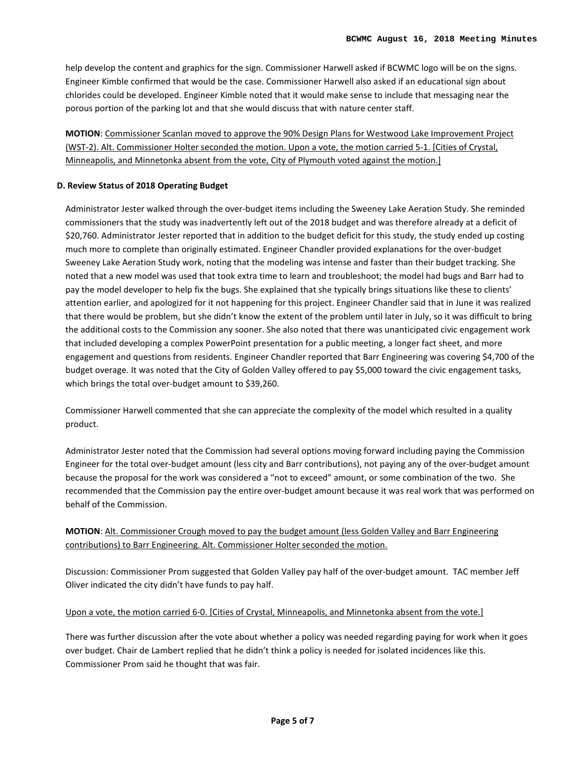help develop the content and graphics for the sign. Commissioner Harwell asked if BCWMC logo will be on the signs. Engineer Kimble confirmed that would be the case. Commissioner Harwell also asked if an educational sign about chlorides could be developed. Engineer Kimble noted that it would make sense to include that messaging near the porous portion of the parking lot and that she would discuss that with nature center staff.

**MOTION**: <u>Commissioner Scanlan moved to approve the 90% Design Plans for Westwood Lake Improvement Project (WST-2). Alt. Commissioner Holter seconded the motion. Upon a vote, the motion carried 5-1. [Cities of Crystal, Minneapolis, and Minnetonka absent from the vote, City of Plymouth voted against the motion.]</u>

**D. Review Status of 2018 Operating Budget**

Administrator Jester walked through the over-budget items including the Sweeney Lake Aeration Study. She reminded commissioners that the study was inadvertently left out of the 2018 budget and was therefore already at a deficit of $20,760. Administrator Jester reported that in addition to the budget deficit for this study, the study ended up costing much more to complete than originally estimated. Engineer Chandler provided explanations for the over-budget Sweeney Lake Aeration Study work, noting that the modeling was intense and faster than their budget tracking. She noted that a new model was used that took extra time to learn and troubleshoot; the model had bugs and Barr had to pay the model developer to help fix the bugs. She explained that she typically brings situations like these to clients' attention earlier, and apologized for it not happening for this project. Engineer Chandler said that in June it was realized that there would be problem, but she didn't know the extent of the problem until later in July, so it was difficult to bring the additional costs to the Commission any sooner. She also noted that there was unanticipated civic engagement work that included developing a complex PowerPoint presentation for a public meeting, a longer fact sheet, and more engagement and questions from residents. Engineer Chandler reported that Barr Engineering was covering $4,700 of the budget overage. It was noted that the City of Golden Valley offered to pay $5,000 toward the civic engagement tasks, which brings the total over-budget amount to $39,260.

Commissioner Harwell commented that she can appreciate the complexity of the model which resulted in a quality product.

Administrator Jester noted that the Commission had several options moving forward including paying the Commission Engineer for the total over-budget amount (less city and Barr contributions), not paying any of the over-budget amount because the proposal for the work was considered a "not to exceed" amount, or some combination of the two. She recommended that the Commission pay the entire over-budget amount because it was real work that was performed on behalf of the Commission.

**MOTION**: <u>Alt. Commissioner Crough moved to pay the budget amount (less Golden Valley and Barr Engineering contributions) to Barr Engineering. Alt. Commissioner Holter seconded the motion.</u>

Discussion: Commissioner Prom suggested that Golden Valley pay half of the over-budget amount. TAC member Jeff Oliver indicated the city didn't have funds to pay half.

<u>Upon a vote, the motion carried 6-0. [Cities of Crystal, Minneapolis, and Minnetonka absent from the vote.]</u>

There was further discussion after the vote about whether a policy was needed regarding paying for work when it goes over budget. Chair de Lambert replied that he didn't think a policy is needed for isolated incidences like this. Commissioner Prom said he thought that was fair.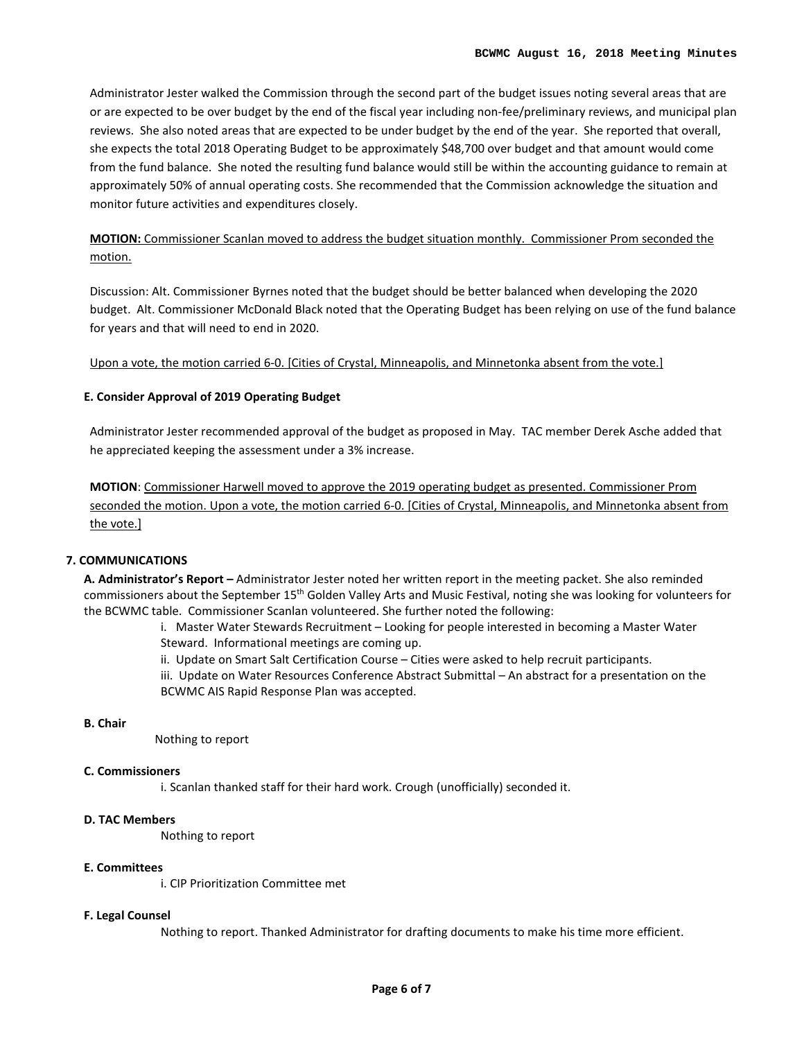Administrator Jester walked the Commission through the second part of the budget issues noting several areas that are or are expected to be over budget by the end of the fiscal year including non-fee/preliminary reviews, and municipal plan reviews. She also noted areas that are expected to be under budget by the end of the year. She reported that overall, she expects the total 2018 Operating Budget to be approximately $48,700 over budget and that amount would come from the fund balance. She noted the resulting fund balance would still be within the accounting guidance to remain at approximately 50% of annual operating costs. She recommended that the Commission acknowledge the situation and monitor future activities and expenditures closely.

<u>**MOTION:** Commissioner Scanlan moved to address the budget situation monthly. Commissioner Prom seconded the motion.</u>

Discussion: Alt. Commissioner Byrnes noted that the budget should be better balanced when developing the 2020 budget. Alt. Commissioner McDonald Black noted that the Operating Budget has been relying on use of the fund balance for years and that will need to end in 2020.

<u>Upon a vote, the motion carried 6-0. [Cities of Crystal, Minneapolis, and Minnetonka absent from the vote.]</u>

**E. Consider Approval of 2019 Operating Budget**

Administrator Jester recommended approval of the budget as proposed in May. TAC member Derek Asche added that he appreciated keeping the assessment under a 3% increase.

**MOTION**: <u>Commissioner Harwell moved to approve the 2019 operating budget as presented. Commissioner Prom seconded the motion. Upon a vote, the motion carried 6-0. [Cities of Crystal, Minneapolis, and Minnetonka absent from the vote.]</u>

**7. COMMUNICATIONS**

**A. Administrator's Report –** Administrator Jester noted her written report in the meeting packet. She also reminded commissioners about the September 15th Golden Valley Arts and Music Festival, noting she was looking for volunteers for the BCWMC table. Commissioner Scanlan volunteered. She further noted the following:

i. Master Water Stewards Recruitment – Looking for people interested in becoming a Master Water Steward. Informational meetings are coming up.

ii. Update on Smart Salt Certification Course – Cities were asked to help recruit participants.

iii. Update on Water Resources Conference Abstract Submittal – An abstract for a presentation on the BCWMC AIS Rapid Response Plan was accepted.

**B. Chair**

Nothing to report

**C. Commissioners**

i. Scanlan thanked staff for their hard work. Crough (unofficially) seconded it.

**D. TAC Members**

Nothing to report

**E. Committees**

i. CIP Prioritization Committee met

**F. Legal Counsel**

Nothing to report. Thanked Administrator for drafting documents to make his time more efficient.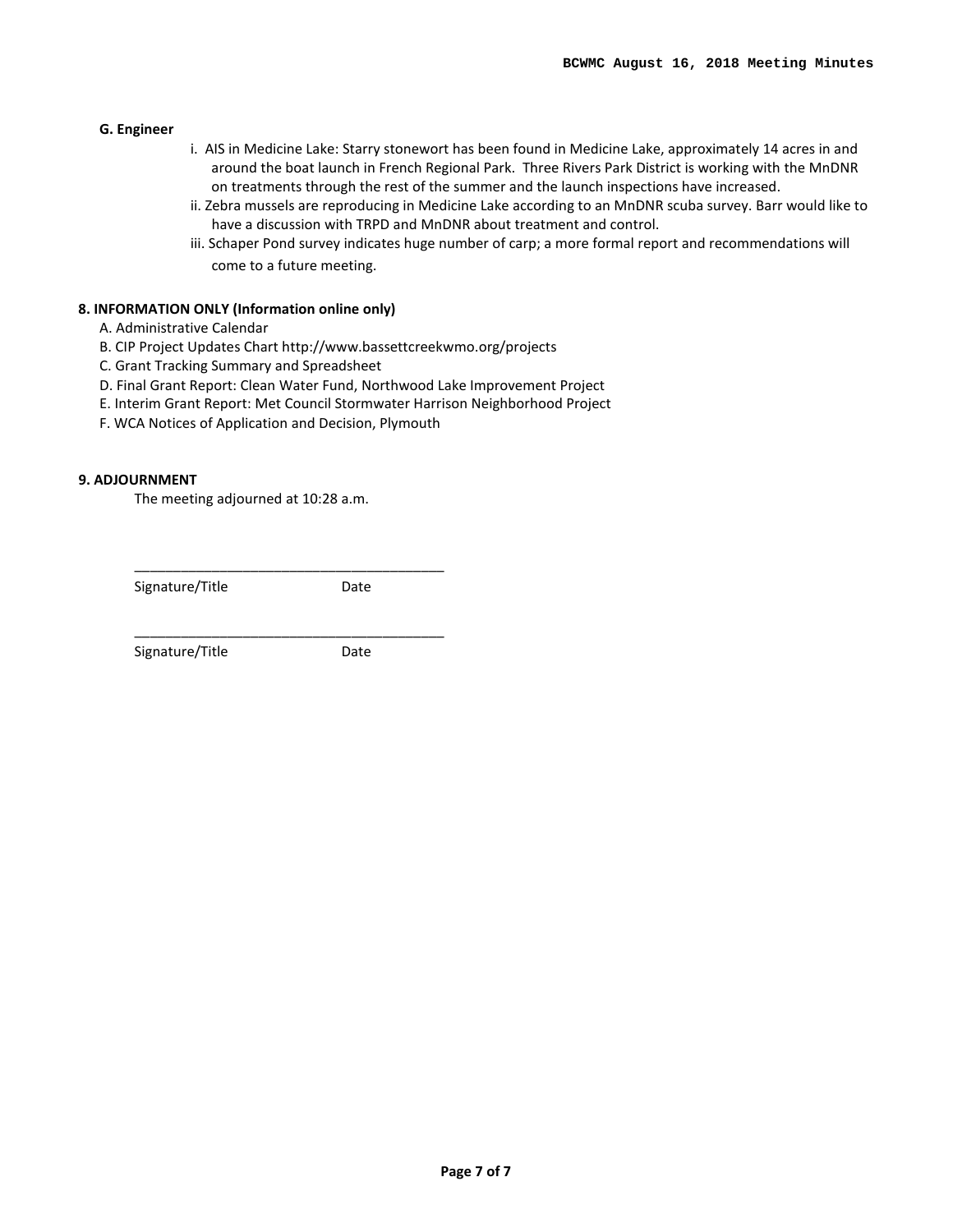**G. Engineer**

i. AIS in Medicine Lake: Starry stonewort has been found in Medicine Lake, approximately 14 acres in and around the boat launch in French Regional Park. Three Rivers Park District is working with the MnDNR on treatments through the rest of the summer and the launch inspections have increased.

ii. Zebra mussels are reproducing in Medicine Lake according to an MnDNR scuba survey. Barr would like to have a discussion with TRPD and MnDNR about treatment and control.

iii. Schaper Pond survey indicates huge number of carp; a more formal report and recommendations will come to a future meeting.

**8. INFORMATION ONLY (Information online only)**

A. Administrative Calendar
B. CIP Project Updates Chart http://www.bassettcreekwmo.org/projects
C. Grant Tracking Summary and Spreadsheet
D. Final Grant Report: Clean Water Fund, Northwood Lake Improvement Project
E. Interim Grant Report: Met Council Stormwater Harrison Neighborhood Project
F. WCA Notices of Application and Decision, Plymouth

**9. ADJOURNMENT**

The meeting adjourned at 10:28 a.m.

\_\_\_\_\_\_\_\_\_\_\_\_\_\_\_\_\_\_\_\_\_\_\_\_\_\_\_\_\_\_\_\_\_\_\_\_\_\_\_\_

Signature/Title Date

\_\_\_\_\_\_\_\_\_\_\_\_\_\_\_\_\_\_\_\_\_\_\_\_\_\_\_\_\_\_\_\_\_\_\_\_\_\_\_\_

Signature/Title Date